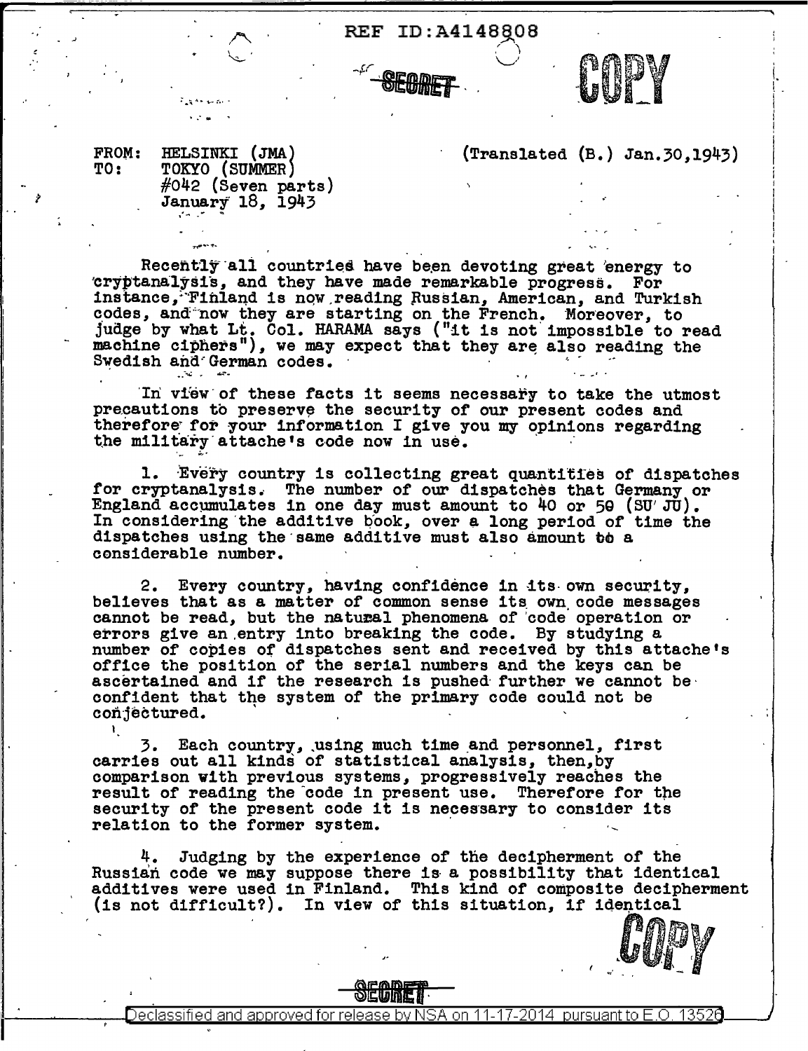REF ID:A4148808

SECRET

COPY

FROM: HELSINKI (JMA)
TO: TOKYO (SUMMER)
#042 (Seven parts)
January 18, 1943

(Translated (B.) Jan.30,1943)

Recently all countries have been devoting great energy to cryptanalysis, and they have made remarkable progress. For instance, Finland is now reading Russian, American, and Turkish codes, and now they are starting on the French. Moreover, to judge by what Lt. Col. HARAMA says ("it is not impossible to read machine ciphers"), we may expect that they are also reading the Swedish and German codes.

In view of these facts it seems necessary to take the utmost precautions to preserve the security of our present codes and therefore for your information I give you my opinions regarding the military attache's code now in use.

1. Every country is collecting great quantities of dispatches for cryptanalysis. The number of our dispatches that Germany or England accumulates in one day must amount to 40 or 50 (SU JU). In considering the additive book, over a long period of time the dispatches using the same additive must also amount to a considerable number.

2. Every country, having confidence in its own security, believes that as a matter of common sense its own code messages cannot be read, but the natural phenomena of code operation or errors give an entry into breaking the code. By studying a number of copies of dispatches sent and received by this attache's office the position of the serial numbers and the keys can be ascertained and if the research is pushed further we cannot be confident that the system of the primary code could not be conjectured.

3. Each country, using much time and personnel, first carries out all kinds of statistical analysis, then, by comparison with previous systems, progressively reaches the result of reading the code in present use. Therefore for the security of the present code it is necessary to consider its relation to the former system.

4. Judging by the experience of the decipherment of the Russian code we may suppose there is a possibility that identical additives were used in Finland. This kind of composite decipherment (is not difficult?). In view of this situation, if identical

COPY

SECRET

Declassified and approved for release by NSA on 11-17-2014 pursuant to E.O. 13526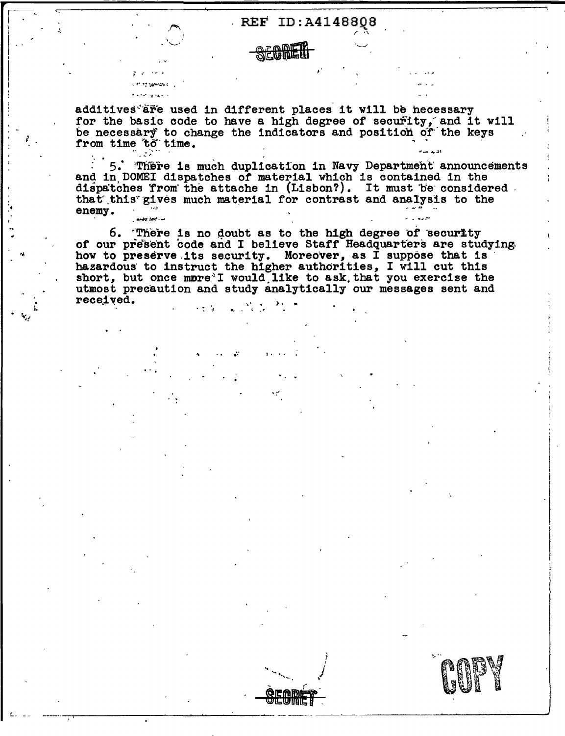REF ID:A4148808

~~SECRET~~

additives are used in different places it will be necessary for the basic code to have a high degree of security, and it will be necessary to change the indicators and position of the keys from time to time.

5. There is much duplication in Navy Department announcements and in DOMEI dispatches of material which is contained in the dispatches from the attache in (Lisbon?). It must be considered that this gives much material for contrast and analysis to the enemy.

6. There is no doubt as to the high degree of security of our present code and I believe Staff Headquarters are studying how to preserve its security. Moreover, as I suppose that is hazardous to instruct the higher authorities, I will cut this short, but once more I would like to ask that you exercise the utmost precaution and study analytically our messages sent and received.

~~SECRET~~

COPY